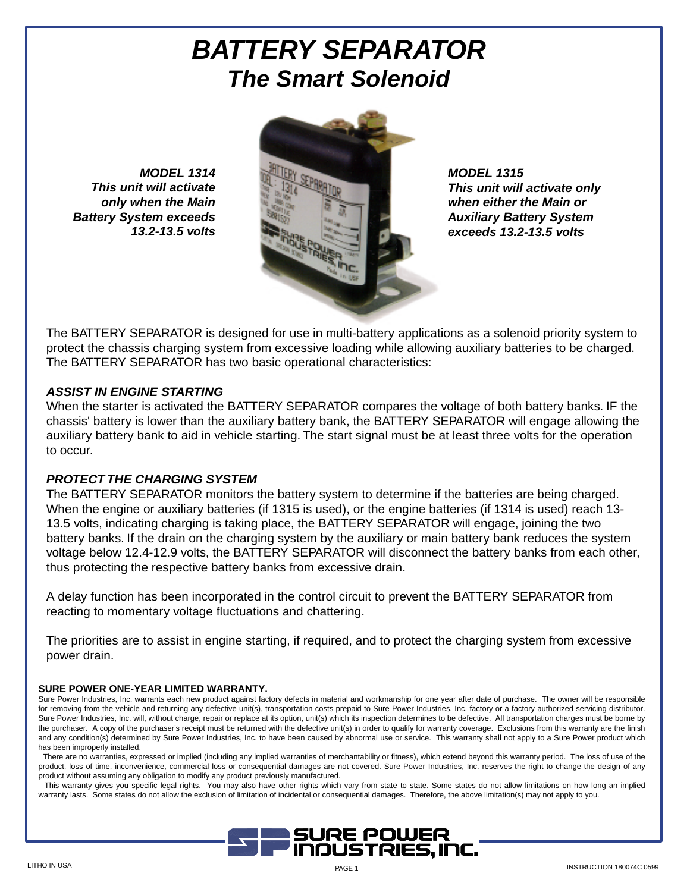# BATTERY SEPARATOR
## The Smart Solenoid

***MODEL 1314***
***This unit will activate only when the Main Battery System exceeds 13.2-13.5 volts***

***MODEL 1315***
***This unit will activate only when either the Main or Auxiliary Battery System exceeds 13.2-13.5 volts***

The BATTERY SEPARATOR is designed for use in multi-battery applications as a solenoid priority system to protect the chassis charging system from excessive loading while allowing auxiliary batteries to be charged. The BATTERY SEPARATOR has two basic operational characteristics:

### *ASSIST IN ENGINE STARTING*

When the starter is activated the BATTERY SEPARATOR compares the voltage of both battery banks. IF the chassis' battery is lower than the auxiliary battery bank, the BATTERY SEPARATOR will engage allowing the auxiliary battery bank to aid in vehicle starting. The start signal must be at least three volts for the operation to occur.

### *PROTECT THE CHARGING SYSTEM*

The BATTERY SEPARATOR monitors the battery system to determine if the batteries are being charged. When the engine or auxiliary batteries (if 1315 is used), or the engine batteries (if 1314 is used) reach 13-13.5 volts, indicating charging is taking place, the BATTERY SEPARATOR will engage, joining the two battery banks. If the drain on the charging system by the auxiliary or main battery bank reduces the system voltage below 12.4-12.9 volts, the BATTERY SEPARATOR will disconnect the battery banks from each other, thus protecting the respective battery banks from excessive drain.

A delay function has been incorporated in the control circuit to prevent the BATTERY SEPARATOR from reacting to momentary voltage fluctuations and chattering.

The priorities are to assist in engine starting, if required, and to protect the charging system from excessive power drain.

**SURE POWER ONE-YEAR LIMITED WARRANTY.**

Sure Power Industries, Inc. warrants each new product against factory defects in material and workmanship for one year after date of purchase. The owner will be responsible for removing from the vehicle and returning any defective unit(s), transportation costs prepaid to Sure Power Industries, Inc. factory or a factory authorized servicing distributor. Sure Power Industries, Inc. will, without charge, repair or replace at its option, unit(s) which its inspection determines to be defective. All transportation charges must be borne by the purchaser. A copy of the purchaser's receipt must be returned with the defective unit(s) in order to qualify for warranty coverage. Exclusions from this warranty are the finish and any condition(s) determined by Sure Power Industries, Inc. to have been caused by abnormal use or service. This warranty shall not apply to a Sure Power product which has been improperly installed.

There are no warranties, expressed or implied (including any implied warranties of merchantability or fitness), which extend beyond this warranty period. The loss of use of the product, loss of time, inconvenience, commercial loss or consequential damages are not covered. Sure Power Industries, Inc. reserves the right to change the design of any product without assuming any obligation to modify any product previously manufactured.

This warranty gives you specific legal rights. You may also have other rights which vary from state to state. Some states do not allow limitations on how long an implied warranty lasts. Some states do not allow the exclusion of limitation of incidental or consequential damages. Therefore, the above limitation(s) may not apply to you.

SURE POWER INDUSTRIES, INC.

LITHO IN USA

INSTRUCTION 180074C 0599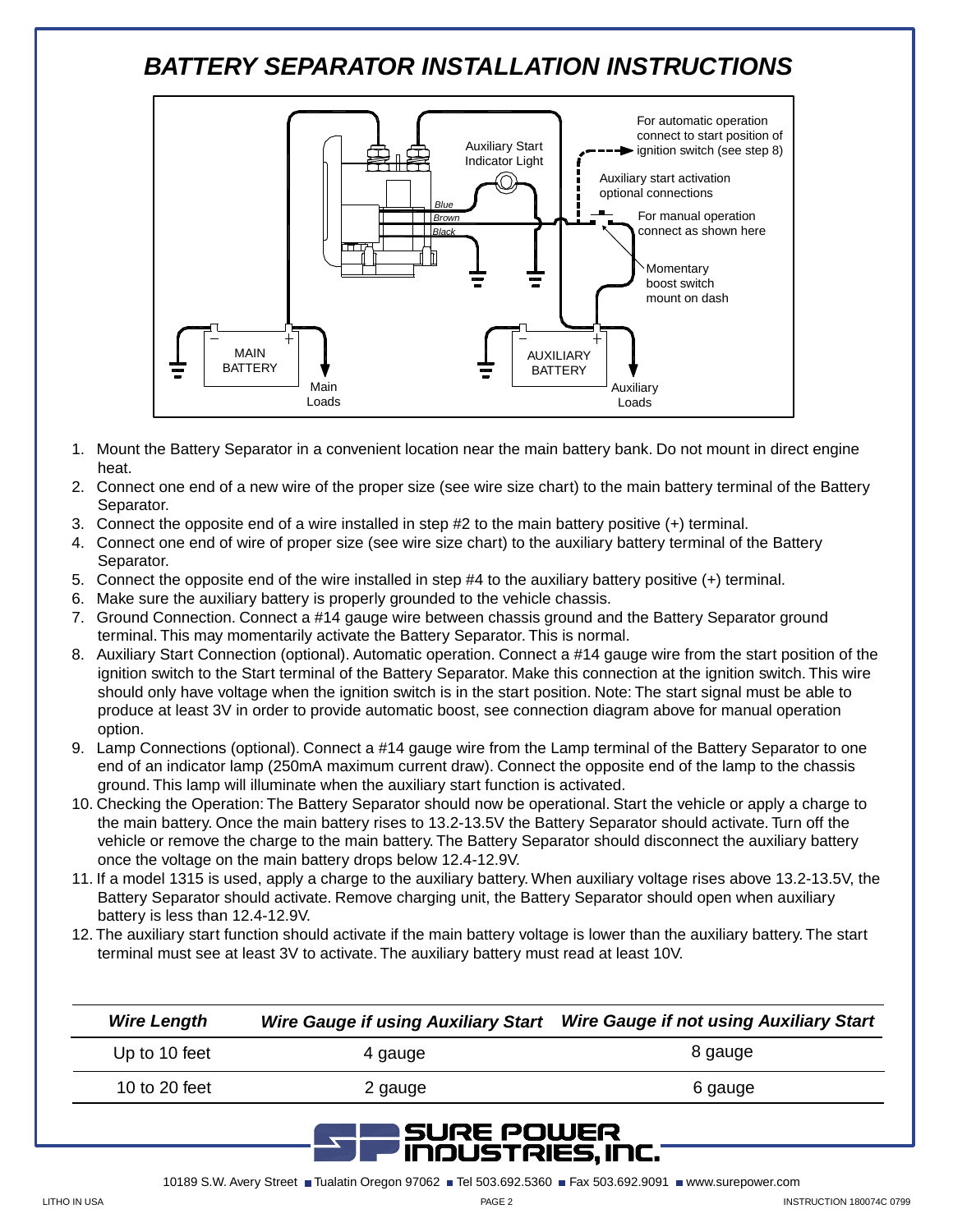// BATTERY SEPARATOR INSTALLATION INSTRUCTIONS

Auxiliary Start Indicator Light

For automatic operation connect to start position of ignition switch (see step 8)

Auxiliary start activation optional connections

For manual operation connect as shown here

Momentary boost switch mount on dash

Blue

Brown

Black

MAIN BATTERY

Main Loads

AUXILIARY BATTERY

Auxiliary Loads

1. Mount the Battery Separator in a convenient location near the main battery bank. Do not mount in direct engine heat.
2. Connect one end of a new wire of the proper size (see wire size chart) to the main battery terminal of the Battery Separator.
3. Connect the opposite end of a wire installed in step #2 to the main battery positive (+) terminal.
4. Connect one end of wire of proper size (see wire size chart) to the auxiliary battery terminal of the Battery Separator.
5. Connect the opposite end of the wire installed in step #4 to the auxiliary battery positive (+) terminal.
6. Make sure the auxiliary battery is properly grounded to the vehicle chassis.
7. Ground Connection. Connect a #14 gauge wire between chassis ground and the Battery Separator ground terminal. This may momentarily activate the Battery Separator. This is normal.
8. Auxiliary Start Connection (optional). Automatic operation. Connect a #14 gauge wire from the start position of the ignition switch to the Start terminal of the Battery Separator. Make this connection at the ignition switch. This wire should only have voltage when the ignition switch is in the start position. Note: The start signal must be able to produce at least 3V in order to provide automatic boost, see connection diagram above for manual operation option.
9. Lamp Connections (optional). Connect a #14 gauge wire from the Lamp terminal of the Battery Separator to one end of an indicator lamp (250mA maximum current draw). Connect the opposite end of the lamp to the chassis ground. This lamp will illuminate when the auxiliary start function is activated.
10. Checking the Operation: The Battery Separator should now be operational. Start the vehicle or apply a charge to the main battery. Once the main battery rises to 13.2-13.5V the Battery Separator should activate. Turn off the vehicle or remove the charge to the main battery. The Battery Separator should disconnect the auxiliary battery once the voltage on the main battery drops below 12.4-12.9V.
11. If a model 1315 is used, apply a charge to the auxiliary battery. When auxiliary voltage rises above 13.2-13.5V, the Battery Separator should activate. Remove charging unit, the Battery Separator should open when auxiliary battery is less than 12.4-12.9V.
12. The auxiliary start function should activate if the main battery voltage is lower than the auxiliary battery. The start terminal must see at least 3V to activate. The auxiliary battery must read at least 10V.

| *Wire Length* | *Wire Gauge if using Auxiliary Start* | *Wire Gauge if not using Auxiliary Start* |
|---|---|---|
| Up to 10 feet | 4 gauge | 8 gauge |
| 10 to 20 feet | 2 gauge | 6 gauge |

**SURE POWER INDUSTRIES, INC.**

10189 S.W. Avery Street ■ Tualatin Oregon 97062 ■ Tel 503.692.5360 ■ Fax 503.692.9091 ■ www.surepower.com

LITHO IN USA

INSTRUCTION 180074C 0799